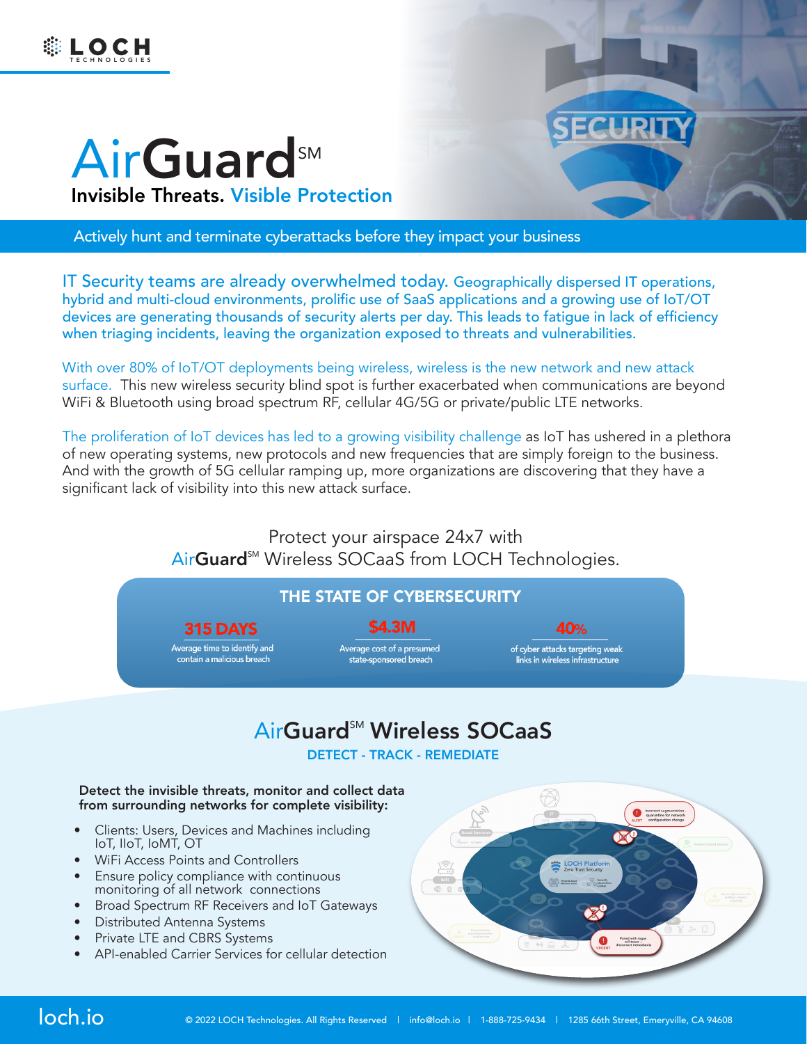# AirGuard℠

## Invisible Threats. Visible Protection

Actively hunt and terminate cyberattacks before they impact your business

IT Security teams are already overwhelmed today. Geographically dispersed IT operations, hybrid and multi-cloud environments, prolific use of SaaS applications and a growing use of IoT/OT devices are generating thousands of security alerts per day. This leads to fatigue in lack of efficiency when triaging incidents, leaving the organization exposed to threats and vulnerabilities.

With over 80% of IoT/OT deployments being wireless, wireless is the new network and new attack surface. This new wireless security blind spot is further exacerbated when communications are beyond WiFi & Bluetooth using broad spectrum RF, cellular 4G/5G or private/public LTE networks.

The proliferation of IoT devices has led to a growing visibility challenge as IoT has ushered in a plethora of new operating systems, new protocols and new frequencies that are simply foreign to the business. And with the growth of 5G cellular ramping up, more organizations are discovering that they have a significant lack of visibility into this new attack surface.

Protect your airspace 24x7 with AirGuard℠ Wireless SOCaaS from LOCH Technologies.

### THE STATE OF CYBERSECURITY

| 315 DAYS | $4.3M | 40% |
|---|---|---|
| Average time to identify and contain a malicious breach | Average cost of a presumed state-sponsored breach | of cyber attacks targeting weak links in wireless infrastructure |

## AirGuard℠ Wireless SOCaaS

**DETECT - TRACK - REMEDIATE**

**Detect the invisible threats, monitor and collect data from surrounding networks for complete visibility:**

- Clients: Users, Devices and Machines including IoT, IIoT, IoMT, OT
- WiFi Access Points and Controllers
- Ensure policy compliance with continuous monitoring of all network connections
- Broad Spectrum RF Receivers and IoT Gateways
- Distributed Antenna Systems
- Private LTE and CBRS Systems
- API-enabled Carrier Services for cellular detection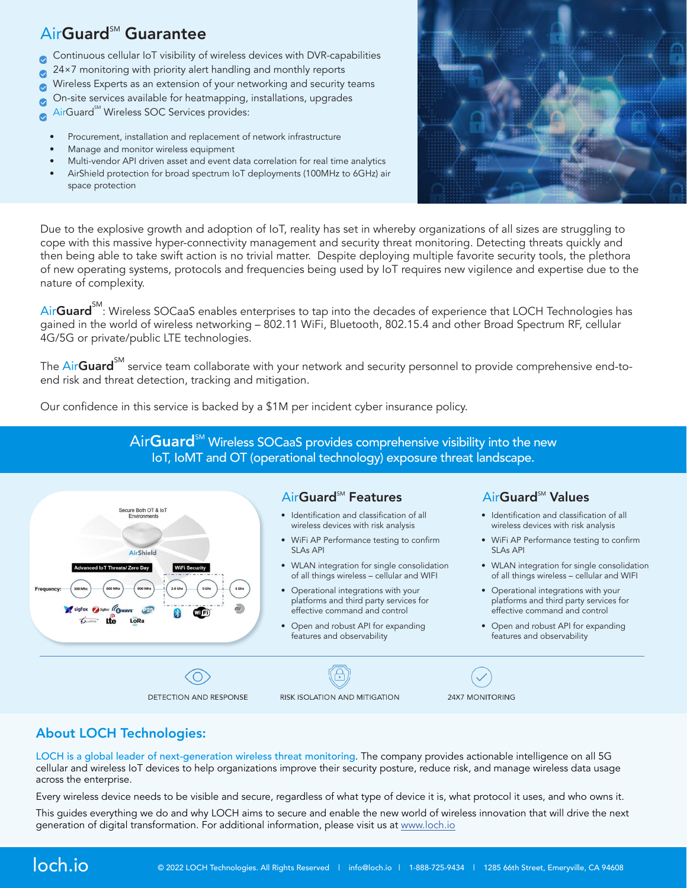## AirGuard℠ Guarantee

- Continuous cellular IoT visibility of wireless devices with DVR-capabilities
- 24×7 monitoring with priority alert handling and monthly reports
- Wireless Experts as an extension of your networking and security teams
- On-site services available for heatmapping, installations, upgrades
- AirGuard℠ Wireless SOC Services provides:
  - Procurement, installation and replacement of network infrastructure
  - Manage and monitor wireless equipment
  - Multi-vendor API driven asset and event data correlation for real time analytics
  - AirShield protection for broad spectrum IoT deployments (100MHz to 6GHz) air space protection

Due to the explosive growth and adoption of IoT, reality has set in whereby organizations of all sizes are struggling to cope with this massive hyper-connectivity management and security threat monitoring. Detecting threats quickly and then being able to take swift action is no trivial matter. Despite deploying multiple favorite security tools, the plethora of new operating systems, protocols and frequencies being used by IoT requires new vigilence and expertise due to the nature of complexity.

AirGuard℠: Wireless SOCaaS enables enterprises to tap into the decades of experience that LOCH Technologies has gained in the world of wireless networking – 802.11 WiFi, Bluetooth, 802.15.4 and other Broad Spectrum RF, cellular 4G/5G or private/public LTE technologies.

The AirGuard℠ service team collaborate with your network and security personnel to provide comprehensive end-to-end risk and threat detection, tracking and mitigation.

Our confidence in this service is backed by a $1M per incident cyber insurance policy.

**AirGuard℠ Wireless SOCaaS provides comprehensive visibility into the new IoT, IoMT and OT (operational technology) exposure threat landscape.**

Secure Both OT & IoT Environments

AirShield

Advanced IoT Threats/ Zero Day

WiFi Security

Frequency: 300 Mhz 600 Mhz 900 Mhz 2.4 Ghz 5 Ghz 6 Ghz

### AirGuard℠ Features

- Identification and classification of all wireless devices with risk analysis
- WiFi AP Performance testing to confirm SLAs API
- WLAN integration for single consolidation of all things wireless – cellular and WIFI
- Operational integrations with your platforms and third party services for effective command and control
- Open and robust API for expanding features and observability

### AirGuard℠ Values

- Identification and classification of all wireless devices with risk analysis
- WiFi AP Performance testing to confirm SLAs API
- WLAN integration for single consolidation of all things wireless – cellular and WIFI
- Operational integrations with your platforms and third party services for effective command and control
- Open and robust API for expanding features and observability

DETECTION AND RESPONSE

RISK ISOLATION AND MITIGATION

24X7 MONITORING

## About LOCH Technologies:

LOCH is a global leader of next-generation wireless threat monitoring. The company provides actionable intelligence on all 5G cellular and wireless IoT devices to help organizations improve their security posture, reduce risk, and manage wireless data usage across the enterprise.

Every wireless device needs to be visible and secure, regardless of what type of device it is, what protocol it uses, and who owns it.

This guides everything we do and why LOCH aims to secure and enable the new world of wireless innovation that will drive the next generation of digital transformation. For additional information, please visit us at www.loch.io

loch.io © 2022 LOCH Technologies. All Rights Reserved | info@loch.io | 1-888-725-9434 | 1285 66th Street, Emeryville, CA 94608